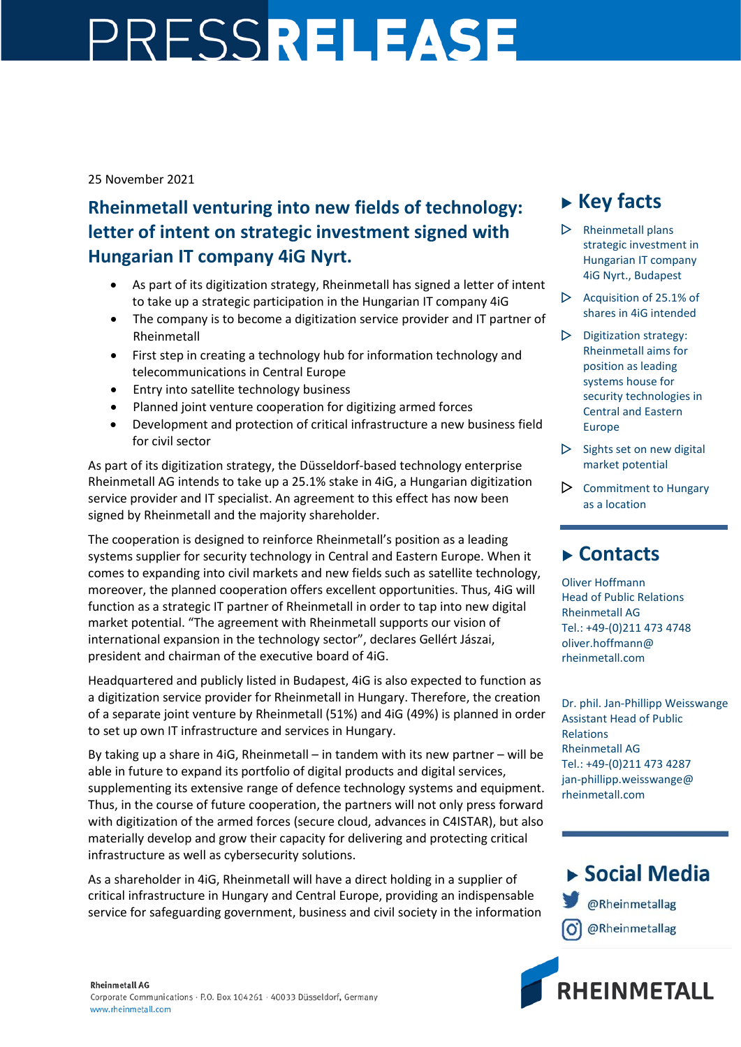# PRESS RELEASE

25 November 2021

## Rheinmetall venturing into new fields of technology: letter of intent on strategic investment signed with Hungarian IT company 4iG Nyrt.

- As part of its digitization strategy, Rheinmetall has signed a letter of intent to take up a strategic participation in the Hungarian IT company 4iG
- The company is to become a digitization service provider and IT partner of Rheinmetall
- First step in creating a technology hub for information technology and telecommunications in Central Europe
- Entry into satellite technology business
- Planned joint venture cooperation for digitizing armed forces
- Development and protection of critical infrastructure a new business field for civil sector

As part of its digitization strategy, the Düsseldorf-based technology enterprise Rheinmetall AG intends to take up a 25.1% stake in 4iG, a Hungarian digitization service provider and IT specialist. An agreement to this effect has now been signed by Rheinmetall and the majority shareholder.

The cooperation is designed to reinforce Rheinmetall's position as a leading systems supplier for security technology in Central and Eastern Europe. When it comes to expanding into civil markets and new fields such as satellite technology, moreover, the planned cooperation offers excellent opportunities. Thus, 4iG will function as a strategic IT partner of Rheinmetall in order to tap into new digital market potential. "The agreement with Rheinmetall supports our vision of international expansion in the technology sector", declares Gellért Jászai, president and chairman of the executive board of 4iG.

Headquartered and publicly listed in Budapest, 4iG is also expected to function as a digitization service provider for Rheinmetall in Hungary. Therefore, the creation of a separate joint venture by Rheinmetall (51%) and 4iG (49%) is planned in order to set up own IT infrastructure and services in Hungary.

By taking up a share in 4iG, Rheinmetall – in tandem with its new partner – will be able in future to expand its portfolio of digital products and digital services, supplementing its extensive range of defence technology systems and equipment. Thus, in the course of future cooperation, the partners will not only press forward with digitization of the armed forces (secure cloud, advances in C4ISTAR), but also materially develop and grow their capacity for delivering and protecting critical infrastructure as well as cybersecurity solutions.

As a shareholder in 4iG, Rheinmetall will have a direct holding in a supplier of critical infrastructure in Hungary and Central Europe, providing an indispensable service for safeguarding government, business and civil society in the information

## Key facts

- Rheinmetall plans strategic investment in Hungarian IT company 4iG Nyrt., Budapest
- Acquisition of 25.1% of shares in 4iG intended
- Digitization strategy: Rheinmetall aims for position as leading systems house for security technologies in Central and Eastern Europe
- Sights set on new digital market potential
- Commitment to Hungary as a location

## Contacts

Oliver Hoffmann
Head of Public Relations
Rheinmetall AG
Tel.: +49-(0)211 473 4748
oliver.hoffmann@rheinmetall.com

Dr. phil. Jan-Phillipp Weisswange
Assistant Head of Public Relations
Rheinmetall AG
Tel.: +49-(0)211 473 4287
jan-phillipp.weisswange@rheinmetall.com

## Social Media

@Rheinmetallag
@Rheinmetallag

Rheinmetall AG
Corporate Communications · P.O. Box 104261 · 40033 Düsseldorf, Germany
www.rheinmetall.com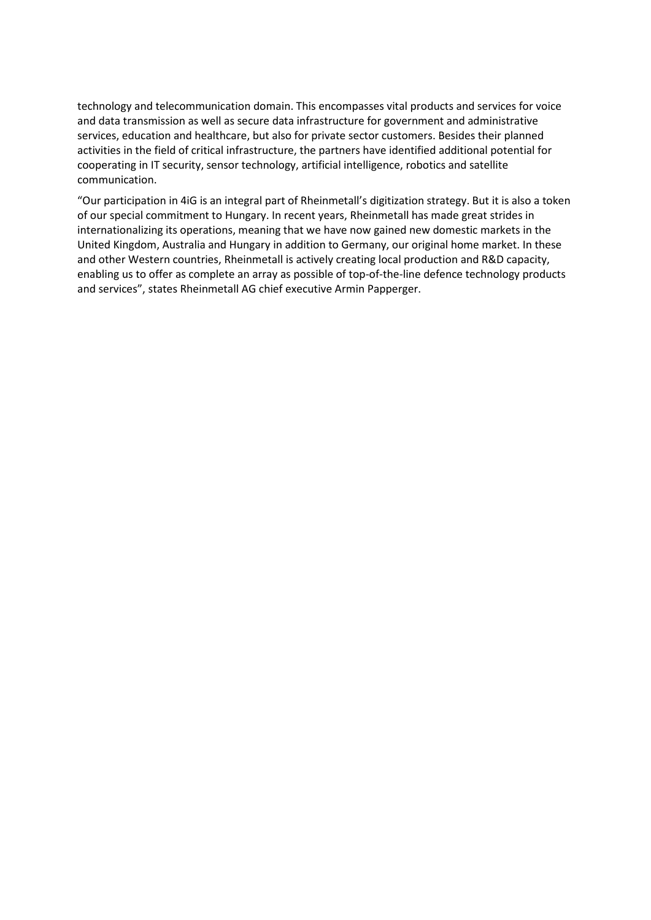technology and telecommunication domain. This encompasses vital products and services for voice and data transmission as well as secure data infrastructure for government and administrative services, education and healthcare, but also for private sector customers. Besides their planned activities in the field of critical infrastructure, the partners have identified additional potential for cooperating in IT security, sensor technology, artificial intelligence, robotics and satellite communication.

"Our participation in 4iG is an integral part of Rheinmetall's digitization strategy. But it is also a token of our special commitment to Hungary. In recent years, Rheinmetall has made great strides in internationalizing its operations, meaning that we have now gained new domestic markets in the United Kingdom, Australia and Hungary in addition to Germany, our original home market. In these and other Western countries, Rheinmetall is actively creating local production and R&D capacity, enabling us to offer as complete an array as possible of top-of-the-line defence technology products and services", states Rheinmetall AG chief executive Armin Papperger.